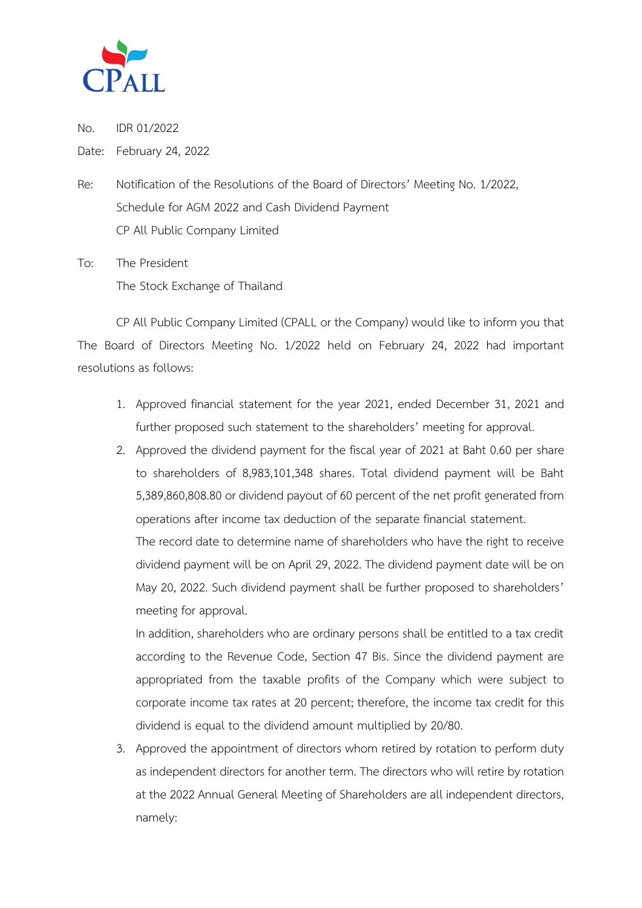CPALL

No. IDR 01/2022

Date: February 24, 2022

Re: Notification of the Resolutions of the Board of Directors' Meeting No. 1/2022, Schedule for AGM 2022 and Cash Dividend Payment CP All Public Company Limited

To: The President The Stock Exchange of Thailand

CP All Public Company Limited (CPALL or the Company) would like to inform you that The Board of Directors Meeting No. 1/2022 held on February 24, 2022 had important resolutions as follows:

1. Approved financial statement for the year 2021, ended December 31, 2021 and further proposed such statement to the shareholders' meeting for approval.
2. Approved the dividend payment for the fiscal year of 2021 at Baht 0.60 per share to shareholders of 8,983,101,348 shares. Total dividend payment will be Baht 5,389,860,808.80 or dividend payout of 60 percent of the net profit generated from operations after income tax deduction of the separate financial statement.

   The record date to determine name of shareholders who have the right to receive dividend payment will be on April 29, 2022. The dividend payment date will be on May 20, 2022. Such dividend payment shall be further proposed to shareholders' meeting for approval.

   In addition, shareholders who are ordinary persons shall be entitled to a tax credit according to the Revenue Code, Section 47 Bis. Since the dividend payment are appropriated from the taxable profits of the Company which were subject to corporate income tax rates at 20 percent; therefore, the income tax credit for this dividend is equal to the dividend amount multiplied by 20/80.
3. Approved the appointment of directors whom retired by rotation to perform duty as independent directors for another term. The directors who will retire by rotation at the 2022 Annual General Meeting of Shareholders are all independent directors, namely: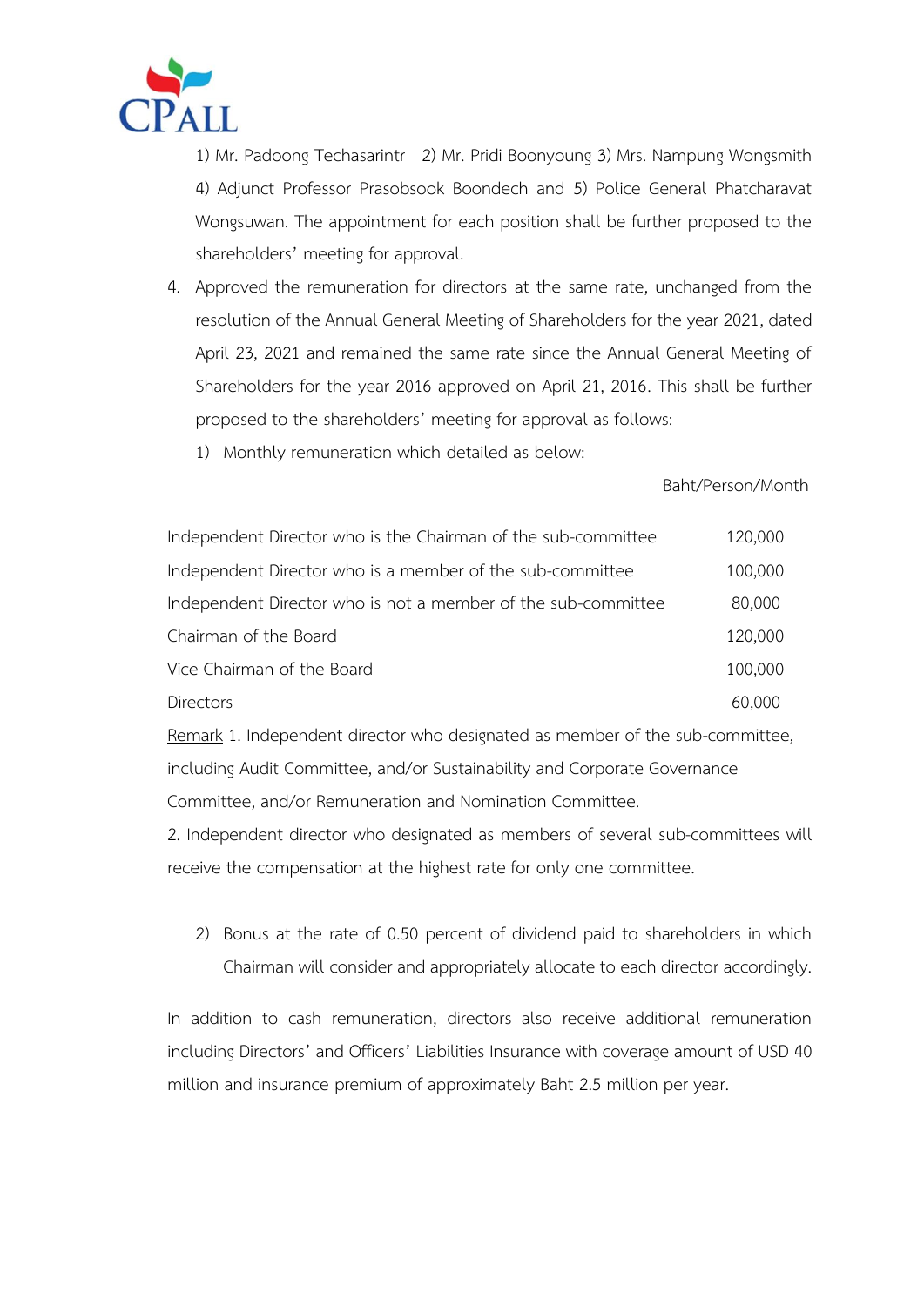1) Mr. Padoong Techasarintr 2) Mr. Pridi Boonyoung 3) Mrs. Nampung Wongsmith 4) Adjunct Professor Prasobsook Boondech and 5) Police General Phatcharavat Wongsuwan. The appointment for each position shall be further proposed to the shareholders' meeting for approval.

4. Approved the remuneration for directors at the same rate, unchanged from the resolution of the Annual General Meeting of Shareholders for the year 2021, dated April 23, 2021 and remained the same rate since the Annual General Meeting of Shareholders for the year 2016 approved on April 21, 2016. This shall be further proposed to the shareholders' meeting for approval as follows:

   1) Monthly remuneration which detailed as below:

| | Baht/Person/Month |
|---|---|
| Independent Director who is the Chairman of the sub-committee | 120,000 |
| Independent Director who is a member of the sub-committee | 100,000 |
| Independent Director who is not a member of the sub-committee | 80,000 |
| Chairman of the Board | 120,000 |
| Vice Chairman of the Board | 100,000 |
| Directors | 60,000 |

Remark 1. Independent director who designated as member of the sub-committee, including Audit Committee, and/or Sustainability and Corporate Governance Committee, and/or Remuneration and Nomination Committee.

2. Independent director who designated as members of several sub-committees will receive the compensation at the highest rate for only one committee.

   2) Bonus at the rate of 0.50 percent of dividend paid to shareholders in which Chairman will consider and appropriately allocate to each director accordingly.

In addition to cash remuneration, directors also receive additional remuneration including Directors' and Officers' Liabilities Insurance with coverage amount of USD 40 million and insurance premium of approximately Baht 2.5 million per year.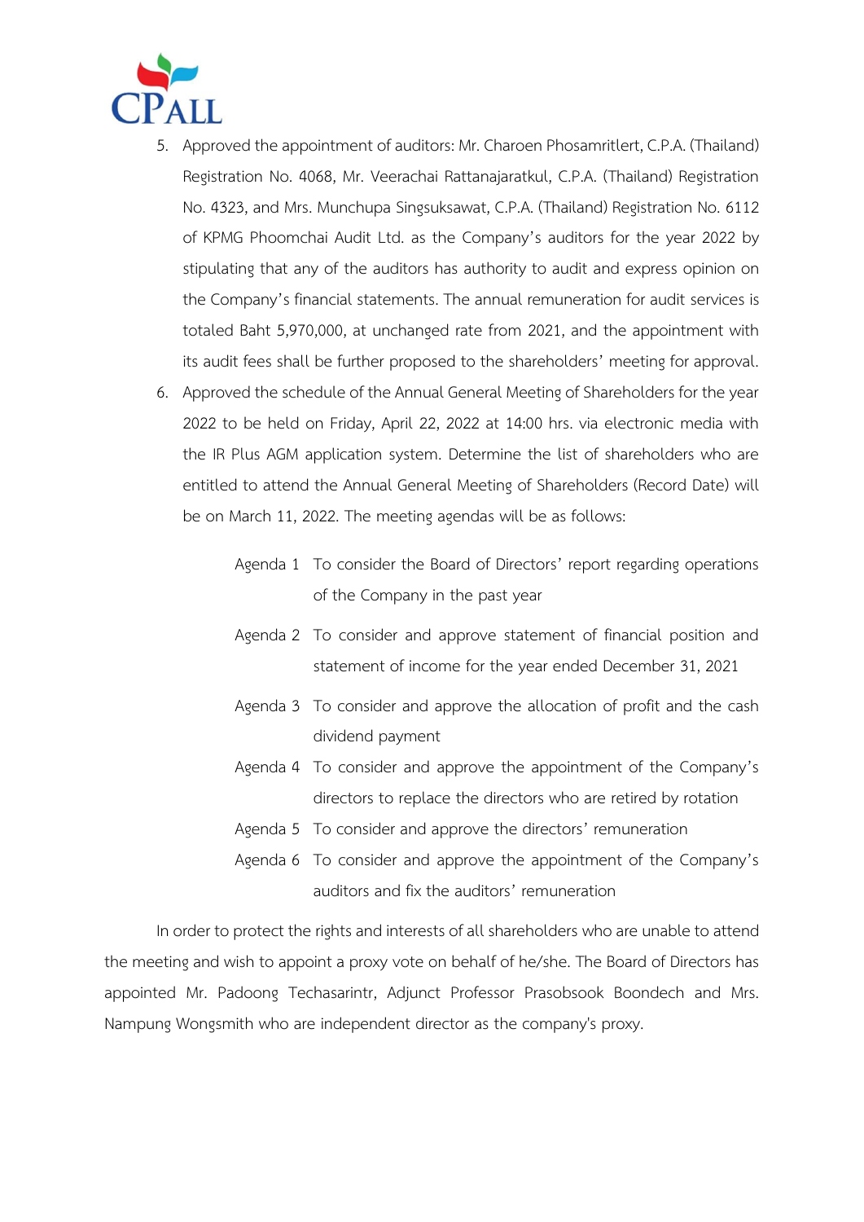5. Approved the appointment of auditors: Mr. Charoen Phosamritlert, C.P.A. (Thailand) Registration No. 4068, Mr. Veerachai Rattanajaratkul, C.P.A. (Thailand) Registration No. 4323, and Mrs. Munchupa Singsuksawat, C.P.A. (Thailand) Registration No. 6112 of KPMG Phoomchai Audit Ltd. as the Company's auditors for the year 2022 by stipulating that any of the auditors has authority to audit and express opinion on the Company's financial statements. The annual remuneration for audit services is totaled Baht 5,970,000, at unchanged rate from 2021, and the appointment with its audit fees shall be further proposed to the shareholders' meeting for approval.
6. Approved the schedule of the Annual General Meeting of Shareholders for the year 2022 to be held on Friday, April 22, 2022 at 14:00 hrs. via electronic media with the IR Plus AGM application system. Determine the list of shareholders who are entitled to attend the Annual General Meeting of Shareholders (Record Date) will be on March 11, 2022. The meeting agendas will be as follows:

   Agenda 1 To consider the Board of Directors' report regarding operations of the Company in the past year

   Agenda 2 To consider and approve statement of financial position and statement of income for the year ended December 31, 2021

   Agenda 3 To consider and approve the allocation of profit and the cash dividend payment

   Agenda 4 To consider and approve the appointment of the Company's directors to replace the directors who are retired by rotation

   Agenda 5 To consider and approve the directors' remuneration

   Agenda 6 To consider and approve the appointment of the Company's auditors and fix the auditors' remuneration

In order to protect the rights and interests of all shareholders who are unable to attend the meeting and wish to appoint a proxy vote on behalf of he/she. The Board of Directors has appointed Mr. Padoong Techasarintr, Adjunct Professor Prasobsook Boondech and Mrs. Nampung Wongsmith who are independent director as the company's proxy.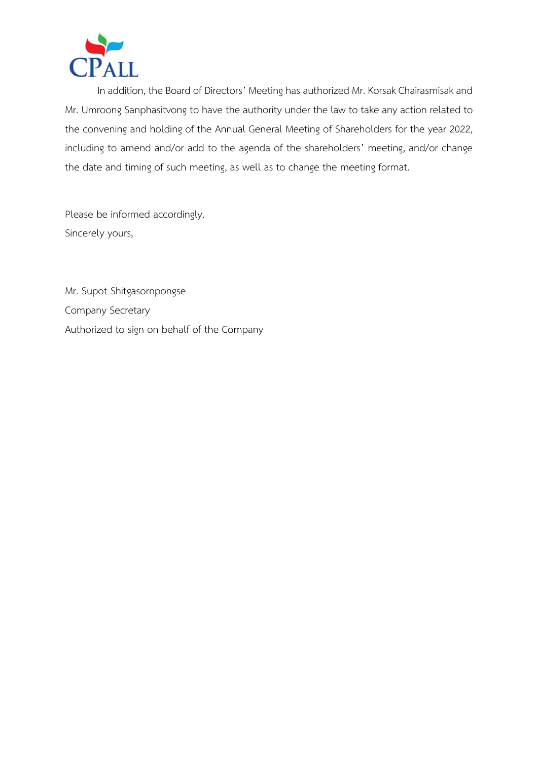In addition, the Board of Directors' Meeting has authorized Mr. Korsak Chairasmisak and Mr. Umroong Sanphasitvong to have the authority under the law to take any action related to the convening and holding of the Annual General Meeting of Shareholders for the year 2022, including to amend and/or add to the agenda of the shareholders' meeting, and/or change the date and timing of such meeting, as well as to change the meeting format.

Please be informed accordingly.

Sincerely yours,

Mr. Supot Shitgasornpongse

Company Secretary

Authorized to sign on behalf of the Company